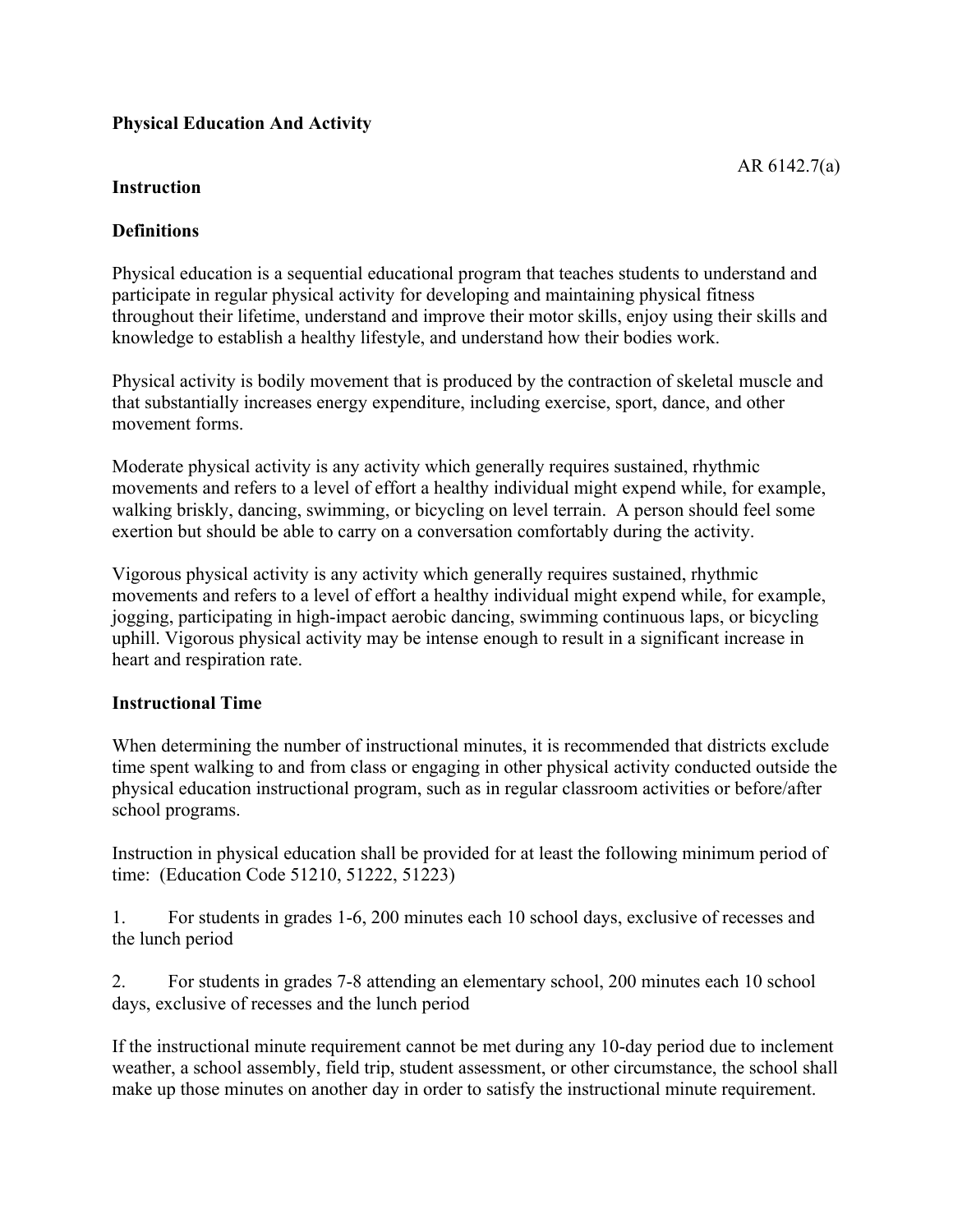**Physical Education And Activity**

AR 6142.7(a)

**Instruction**

**Definitions**

Physical education is a sequential educational program that teaches students to understand and participate in regular physical activity for developing and maintaining physical fitness throughout their lifetime, understand and improve their motor skills, enjoy using their skills and knowledge to establish a healthy lifestyle, and understand how their bodies work.

Physical activity is bodily movement that is produced by the contraction of skeletal muscle and that substantially increases energy expenditure, including exercise, sport, dance, and other movement forms.

Moderate physical activity is any activity which generally requires sustained, rhythmic movements and refers to a level of effort a healthy individual might expend while, for example, walking briskly, dancing, swimming, or bicycling on level terrain. A person should feel some exertion but should be able to carry on a conversation comfortably during the activity.

Vigorous physical activity is any activity which generally requires sustained, rhythmic movements and refers to a level of effort a healthy individual might expend while, for example, jogging, participating in high-impact aerobic dancing, swimming continuous laps, or bicycling uphill. Vigorous physical activity may be intense enough to result in a significant increase in heart and respiration rate.

**Instructional Time**

When determining the number of instructional minutes, it is recommended that districts exclude time spent walking to and from class or engaging in other physical activity conducted outside the physical education instructional program, such as in regular classroom activities or before/after school programs.

Instruction in physical education shall be provided for at least the following minimum period of time: (Education Code 51210, 51222, 51223)

1. For students in grades 1-6, 200 minutes each 10 school days, exclusive of recesses and the lunch period

2. For students in grades 7-8 attending an elementary school, 200 minutes each 10 school days, exclusive of recesses and the lunch period

If the instructional minute requirement cannot be met during any 10-day period due to inclement weather, a school assembly, field trip, student assessment, or other circumstance, the school shall make up those minutes on another day in order to satisfy the instructional minute requirement.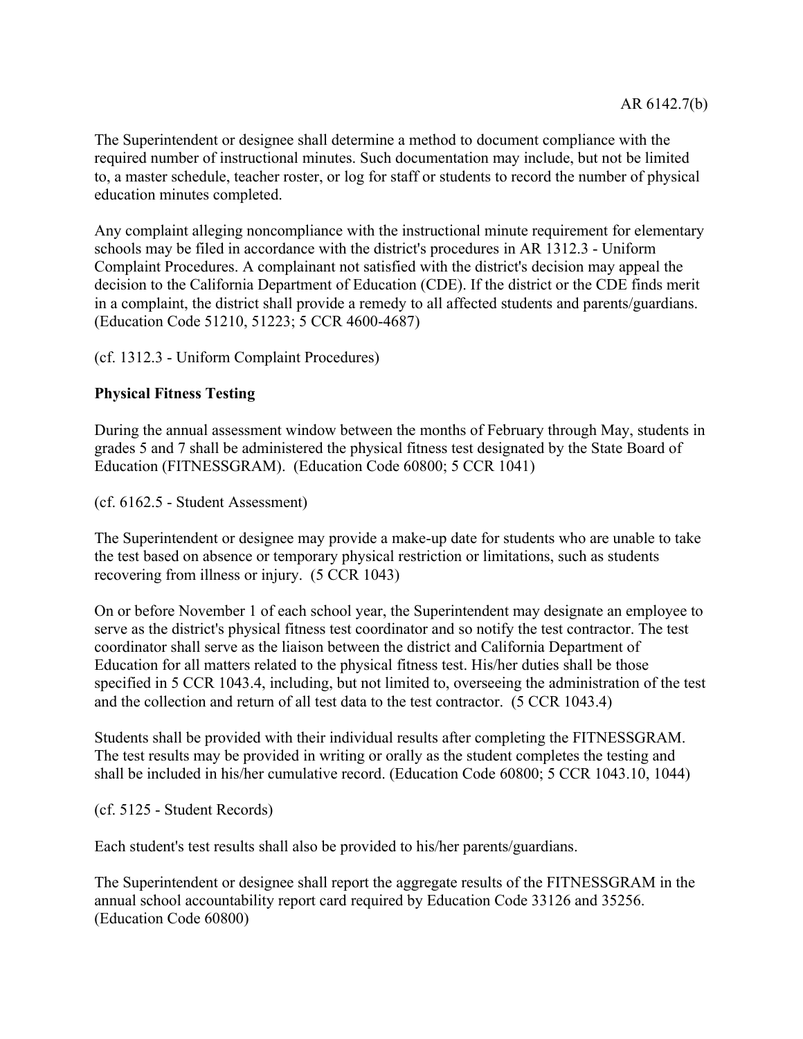The Superintendent or designee shall determine a method to document compliance with the required number of instructional minutes. Such documentation may include, but not be limited to, a master schedule, teacher roster, or log for staff or students to record the number of physical education minutes completed.

Any complaint alleging noncompliance with the instructional minute requirement for elementary schools may be filed in accordance with the district's procedures in AR 1312.3 - Uniform Complaint Procedures. A complainant not satisfied with the district's decision may appeal the decision to the California Department of Education (CDE). If the district or the CDE finds merit in a complaint, the district shall provide a remedy to all affected students and parents/guardians. (Education Code 51210, 51223; 5 CCR 4600-4687)

(cf. 1312.3 - Uniform Complaint Procedures)

**Physical Fitness Testing**

During the annual assessment window between the months of February through May, students in grades 5 and 7 shall be administered the physical fitness test designated by the State Board of Education (FITNESSGRAM). (Education Code 60800; 5 CCR 1041)

(cf. 6162.5 - Student Assessment)

The Superintendent or designee may provide a make-up date for students who are unable to take the test based on absence or temporary physical restriction or limitations, such as students recovering from illness or injury. (5 CCR 1043)

On or before November 1 of each school year, the Superintendent may designate an employee to serve as the district's physical fitness test coordinator and so notify the test contractor. The test coordinator shall serve as the liaison between the district and California Department of Education for all matters related to the physical fitness test. His/her duties shall be those specified in 5 CCR 1043.4, including, but not limited to, overseeing the administration of the test and the collection and return of all test data to the test contractor. (5 CCR 1043.4)

Students shall be provided with their individual results after completing the FITNESSGRAM. The test results may be provided in writing or orally as the student completes the testing and shall be included in his/her cumulative record. (Education Code 60800; 5 CCR 1043.10, 1044)

(cf. 5125 - Student Records)

Each student's test results shall also be provided to his/her parents/guardians.

The Superintendent or designee shall report the aggregate results of the FITNESSGRAM in the annual school accountability report card required by Education Code 33126 and 35256. (Education Code 60800)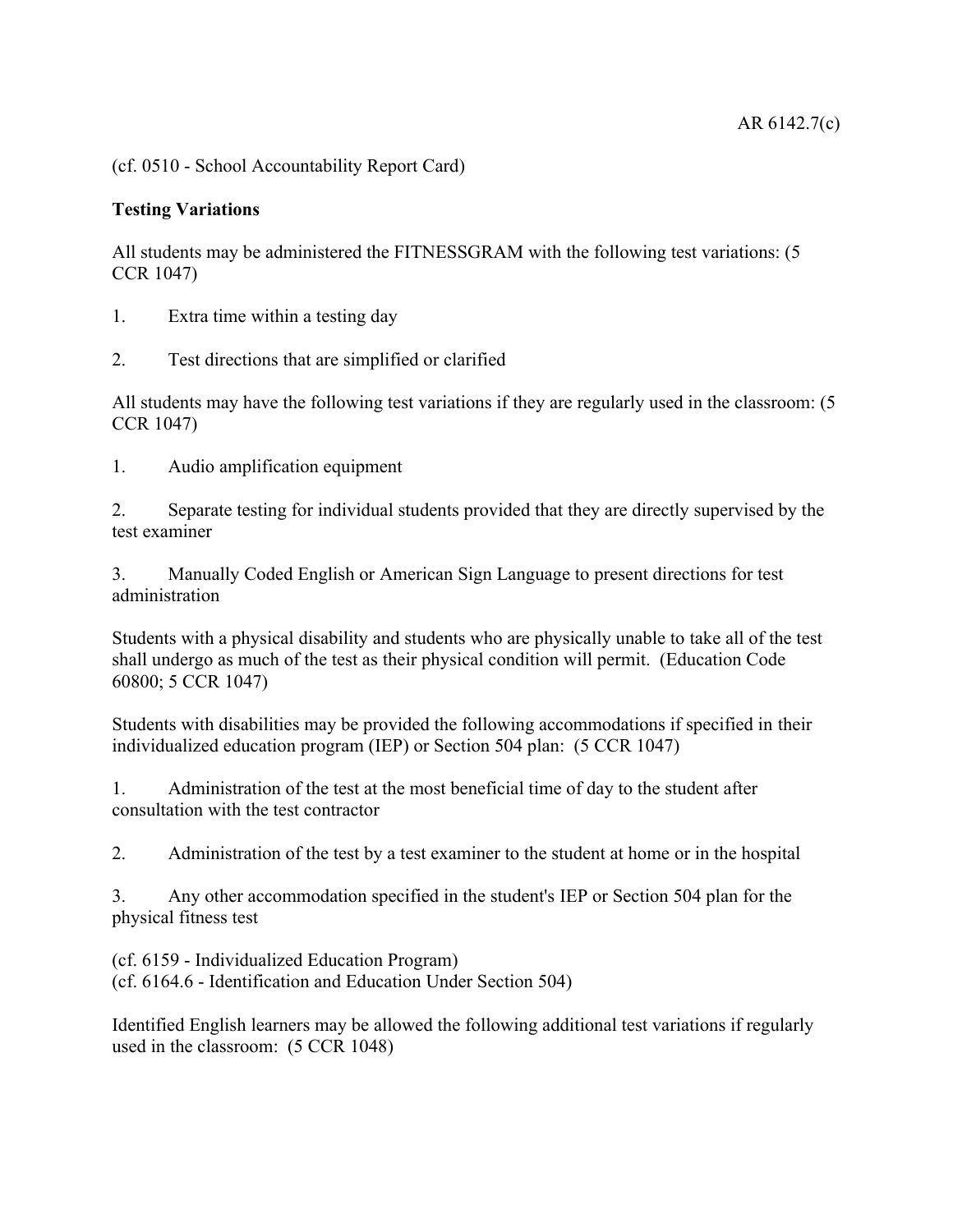(cf. 0510 - School Accountability Report Card)

**Testing Variations**

All students may be administered the FITNESSGRAM with the following test variations: (5 CCR 1047)

1. Extra time within a testing day

2. Test directions that are simplified or clarified

All students may have the following test variations if they are regularly used in the classroom: (5 CCR 1047)

1. Audio amplification equipment

2. Separate testing for individual students provided that they are directly supervised by the test examiner

3. Manually Coded English or American Sign Language to present directions for test administration

Students with a physical disability and students who are physically unable to take all of the test shall undergo as much of the test as their physical condition will permit. (Education Code 60800; 5 CCR 1047)

Students with disabilities may be provided the following accommodations if specified in their individualized education program (IEP) or Section 504 plan: (5 CCR 1047)

1. Administration of the test at the most beneficial time of day to the student after consultation with the test contractor

2. Administration of the test by a test examiner to the student at home or in the hospital

3. Any other accommodation specified in the student's IEP or Section 504 plan for the physical fitness test

(cf. 6159 - Individualized Education Program)
(cf. 6164.6 - Identification and Education Under Section 504)

Identified English learners may be allowed the following additional test variations if regularly used in the classroom: (5 CCR 1048)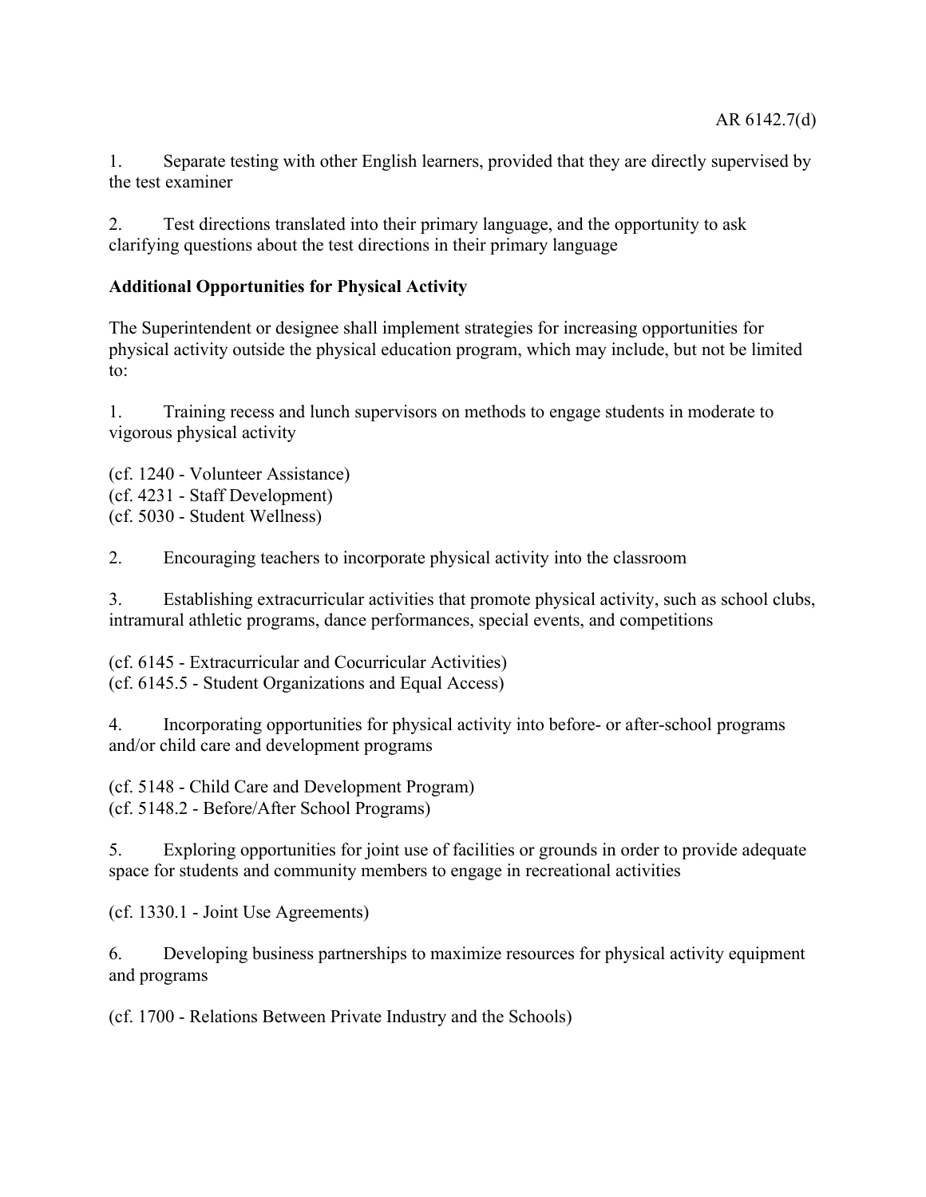1. Separate testing with other English learners, provided that they are directly supervised by the test examiner

2. Test directions translated into their primary language, and the opportunity to ask clarifying questions about the test directions in their primary language

**Additional Opportunities for Physical Activity**

The Superintendent or designee shall implement strategies for increasing opportunities for physical activity outside the physical education program, which may include, but not be limited to:

1. Training recess and lunch supervisors on methods to engage students in moderate to vigorous physical activity

(cf. 1240 - Volunteer Assistance)
(cf. 4231 - Staff Development)
(cf. 5030 - Student Wellness)

2. Encouraging teachers to incorporate physical activity into the classroom

3. Establishing extracurricular activities that promote physical activity, such as school clubs, intramural athletic programs, dance performances, special events, and competitions

(cf. 6145 - Extracurricular and Cocurricular Activities)
(cf. 6145.5 - Student Organizations and Equal Access)

4. Incorporating opportunities for physical activity into before- or after-school programs and/or child care and development programs

(cf. 5148 - Child Care and Development Program)
(cf. 5148.2 - Before/After School Programs)

5. Exploring opportunities for joint use of facilities or grounds in order to provide adequate space for students and community members to engage in recreational activities

(cf. 1330.1 - Joint Use Agreements)

6. Developing business partnerships to maximize resources for physical activity equipment and programs

(cf. 1700 - Relations Between Private Industry and the Schools)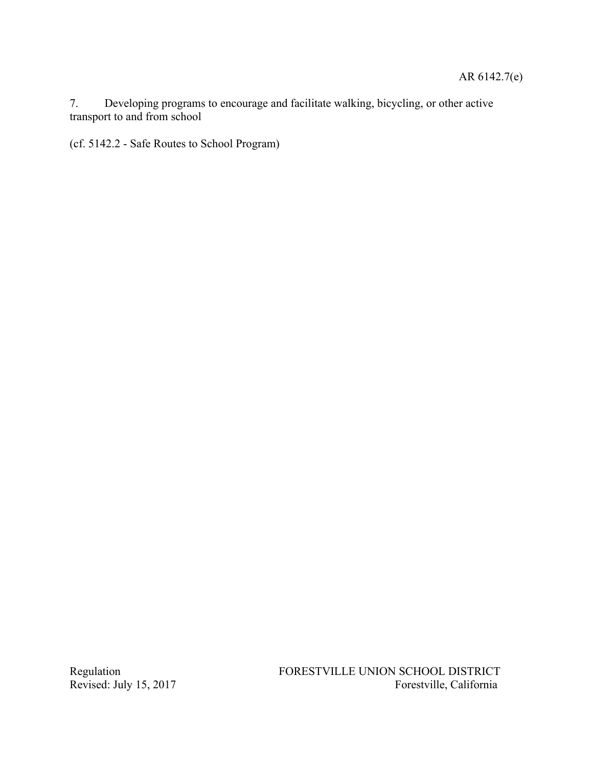7. Developing programs to encourage and facilitate walking, bicycling, or other active transport to and from school

(cf. 5142.2 - Safe Routes to School Program)

Regulation
Revised: July 15, 2017

FORESTVILLE UNION SCHOOL DISTRICT
Forestville, California